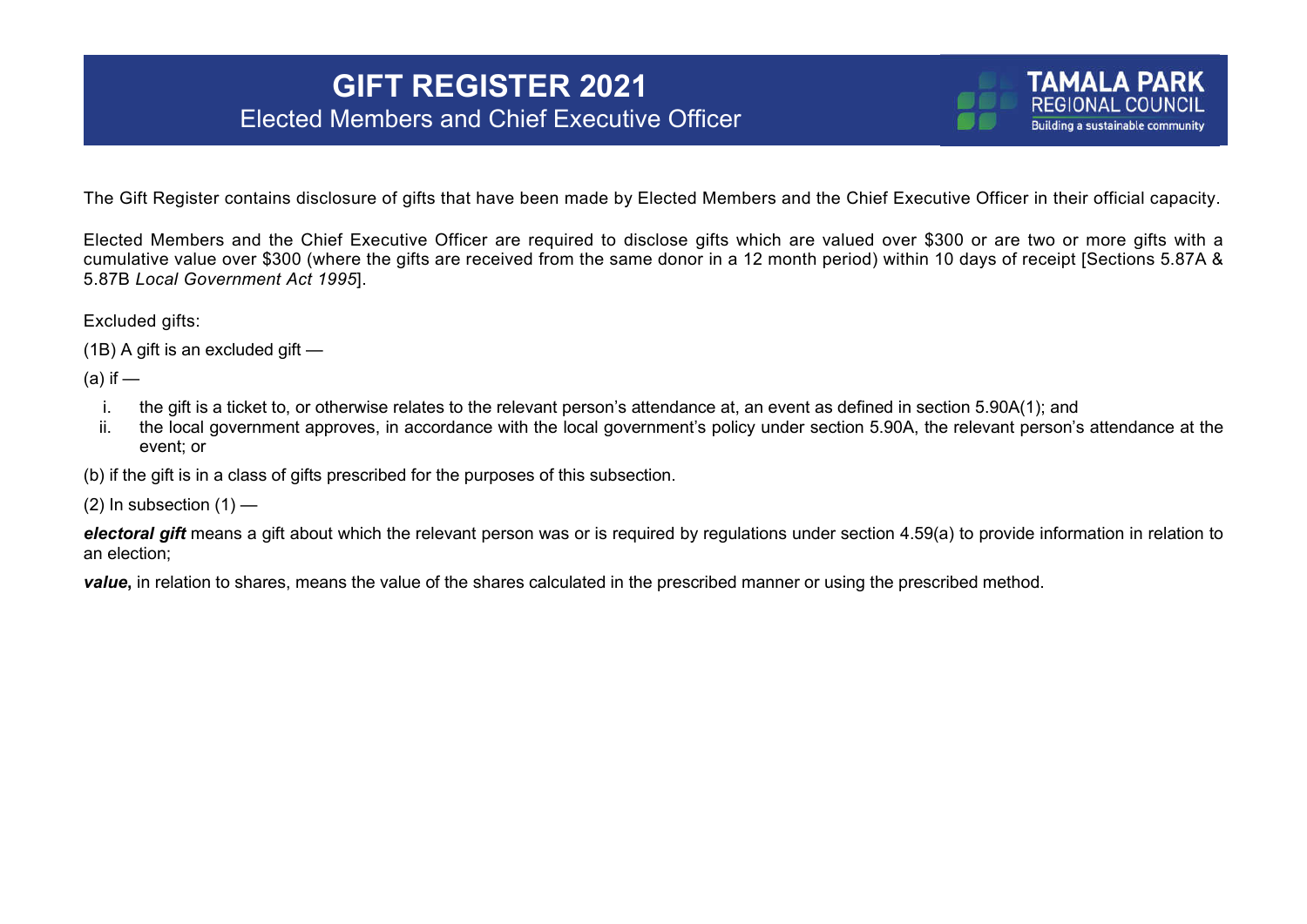# GIFT REGISTER 2021

## Elected Members and Chief Executive Officer

TAMALA PARK REGIONAL COUNCIL
Building a sustainable community

The Gift Register contains disclosure of gifts that have been made by Elected Members and the Chief Executive Officer in their official capacity.

Elected Members and the Chief Executive Officer are required to disclose gifts which are valued over $300 or are two or more gifts with a cumulative value over $300 (where the gifts are received from the same donor in a 12 month period) within 10 days of receipt [Sections 5.87A & 5.87B *Local Government Act 1995*].

Excluded gifts:

(1B) A gift is an excluded gift —

(a) if —

i. the gift is a ticket to, or otherwise relates to the relevant person's attendance at, an event as defined in section 5.90A(1); and
ii. the local government approves, in accordance with the local government's policy under section 5.90A, the relevant person's attendance at the event; or

(b) if the gift is in a class of gifts prescribed for the purposes of this subsection.

(2) In subsection (1) —

***electoral gift*** means a gift about which the relevant person was or is required by regulations under section 4.59(a) to provide information in relation to an election;

***value*****,** in relation to shares, means the value of the shares calculated in the prescribed manner or using the prescribed method.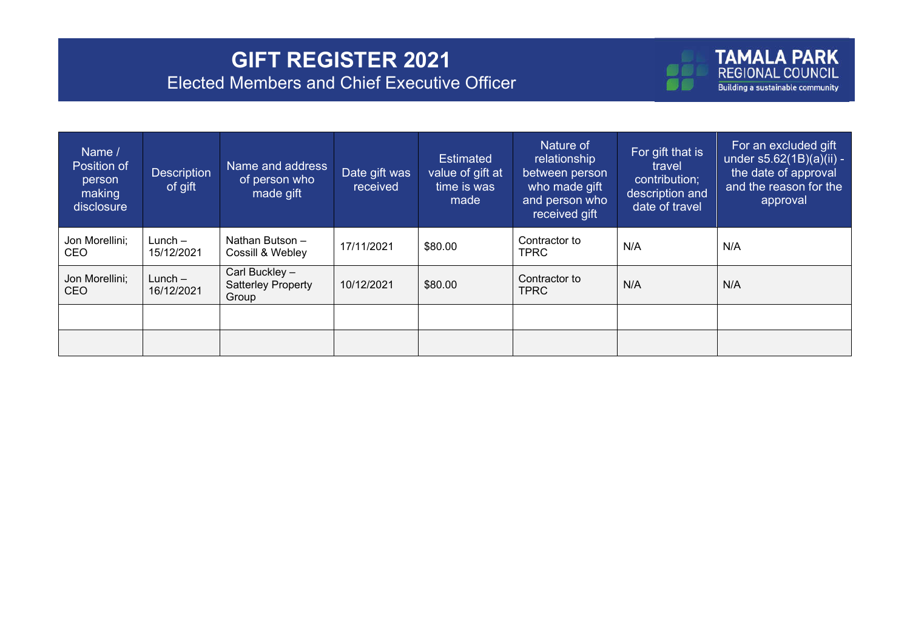# GIFT REGISTER 2021

## Elected Members and Chief Executive Officer

TAMALA PARK REGIONAL COUNCIL
Building a sustainable community

| Name / Position of person making disclosure | Description of gift | Name and address of person who made gift | Date gift was received | Estimated value of gift at time is was made | Nature of relationship between person who made gift and person who received gift | For gift that is travel contribution; description and date of travel | For an excluded gift under s5.62(1B)(a)(ii) - the date of approval and the reason for the approval |
|---|---|---|---|---|---|---|---|
| Jon Morellini; CEO | Lunch – 15/12/2021 | Nathan Butson – Cossill & Webley | 17/11/2021 | $80.00 | Contractor to TPRC | N/A | N/A |
| Jon Morellini; CEO | Lunch – 16/12/2021 | Carl Buckley – Satterley Property Group | 10/12/2021 | $80.00 | Contractor to TPRC | N/A | N/A |
| | | | | | | | |
| | | | | | | | |